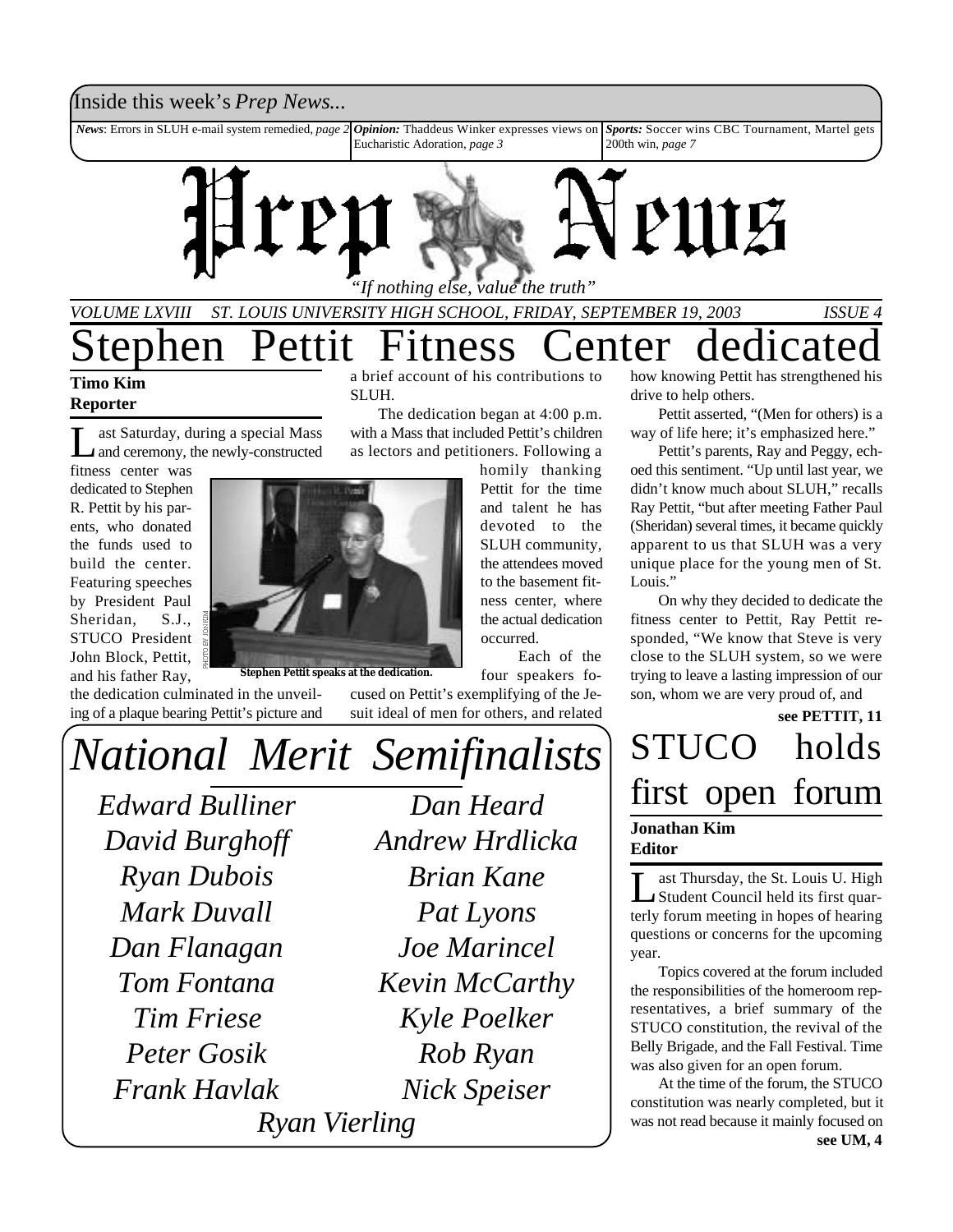Inside this week's *Prep News...*

*News*: Errors in SLUH e-mail system remedied, *page 2*

*Opinion:* Thaddeus Winker expresses views on Eucharistic Adoration, *page 3*

*Sports:* Soccer wins CBC Tournament, Martel gets 200th win, *page 7*

# Prep News

*"If nothing else, value the truth"*

*VOLUME LXVIII ST. LOUIS UNIVERSITY HIGH SCHOOL, FRIDAY, SEPTEMBER 19, 2003 ISSUE 4*

# Stephen Pettit Fitness Center dedicated

**Timo Kim**
**Reporter**

Last Saturday, during a special Mass and ceremony, the newly-constructed fitness center was dedicated to Stephen R. Pettit by his parents, who donated the funds used to build the center. Featuring speeches by President Paul Sheridan, S.J., STUCO President John Block, Pettit, and his father Ray, the dedication culminated in the unveiling of a plaque bearing Pettit's picture and a brief account of his contributions to SLUH.

The dedication began at 4:00 p.m. with a Mass that included Pettit's children as lectors and petitioners. Following a homily thanking Pettit for the time and talent he has devoted to the SLUH community, the attendees moved to the basement fitness center, where the actual dedication occurred.

PHOTO BY JON KIM

**Stephen Pettit speaks at the dedication.**

Each of the four speakers focused on Pettit's exemplifying of the Jesuit ideal of men for others, and related how knowing Pettit has strengthened his drive to help others.

Pettit asserted, "(Men for others) is a way of life here; it's emphasized here."

Pettit's parents, Ray and Peggy, echoed this sentiment. "Up until last year, we didn't know much about SLUH," recalls Ray Pettit, "but after meeting Father Paul (Sheridan) several times, it became quickly apparent to us that SLUH was a very unique place for the young men of St. Louis."

On why they decided to dedicate the fitness center to Pettit, Ray Pettit responded, "We know that Steve is very close to the SLUH system, so we were trying to leave a lasting impression of our son, whom we are very proud of, and

**see PETTIT, 11**

## *National Merit Semifinalists*

*Edward Bulliner*
*David Burghoff*
*Ryan Dubois*
*Mark Duvall*
*Dan Flanagan*
*Tom Fontana*
*Tim Friese*
*Peter Gosik*
*Frank Havlak*
*Dan Heard*
*Andrew Hrdlicka*
*Brian Kane*
*Pat Lyons*
*Joe Marincel*
*Kevin McCarthy*
*Kyle Poelker*
*Rob Ryan*
*Nick Speiser*
*Ryan Vierling*

# STUCO holds first open forum

**Jonathan Kim**
**Editor**

Last Thursday, the St. Louis U. High Student Council held its first quarterly forum meeting in hopes of hearing questions or concerns for the upcoming year.

Topics covered at the forum included the responsibilities of the homeroom representatives, a brief summary of the STUCO constitution, the revival of the Belly Brigade, and the Fall Festival. Time was also given for an open forum.

At the time of the forum, the STUCO constitution was nearly completed, but it was not read because it mainly focused on

**see UM, 4**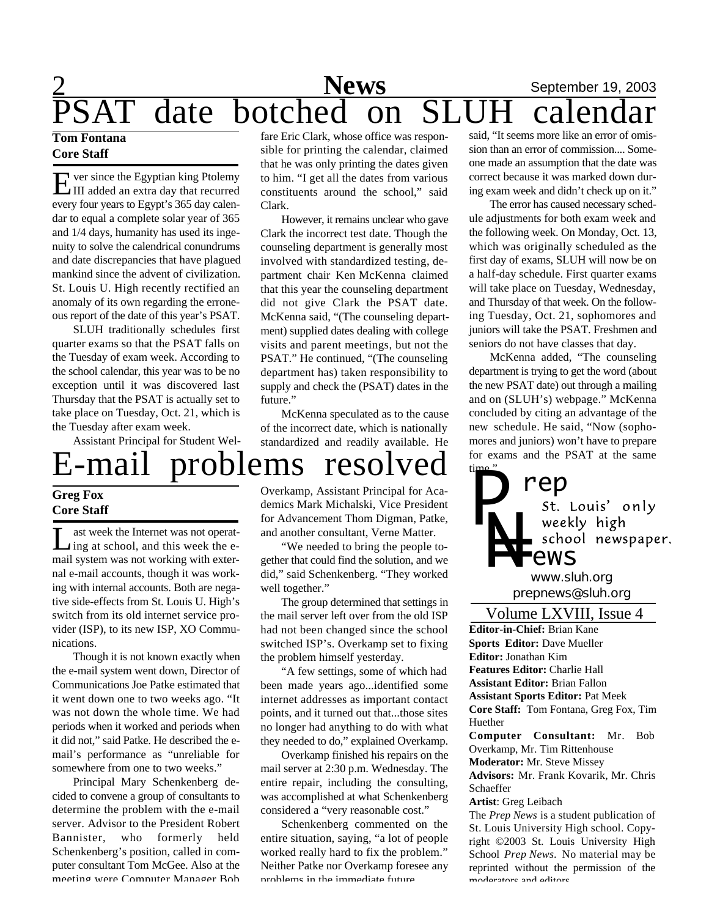# PSAT date botched on SLUH calendar

**Tom Fontana**
**Core Staff**

Ever since the Egyptian king Ptolemy III added an extra day that recurred every four years to Egypt's 365 day calendar to equal a complete solar year of 365 and 1/4 days, humanity has used its ingenuity to solve the calendrical conundrums and date discrepancies that have plagued mankind since the advent of civilization. St. Louis U. High recently rectified an anomaly of its own regarding the erroneous report of the date of this year's PSAT.

SLUH traditionally schedules first quarter exams so that the PSAT falls on the Tuesday of exam week. According to the school calendar, this year was to be no exception until it was discovered last Thursday that the PSAT is actually set to take place on Tuesday, Oct. 21, which is the Tuesday after exam week.

Assistant Principal for Student Welfare Eric Clark, whose office was responsible for printing the calendar, claimed that he was only printing the dates given to him. "I get all the dates from various constituents around the school," said Clark.

However, it remains unclear who gave Clark the incorrect test date. Though the counseling department is generally most involved with standardized testing, department chair Ken McKenna claimed that this year the counseling department did not give Clark the PSAT date. McKenna said, "(The counseling department) supplied dates dealing with college visits and parent meetings, but not the PSAT." He continued, "(The counseling department has) taken responsibility to supply and check the (PSAT) dates in the future."

McKenna speculated as to the cause of the incorrect date, which is nationally standardized and readily available. He said, "It seems more like an error of omission than an error of commission.... Someone made an assumption that the date was correct because it was marked down during exam week and didn't check up on it."

The error has caused necessary schedule adjustments for both exam week and the following week. On Monday, Oct. 13, which was originally scheduled as the first day of exams, SLUH will now be on a half-day schedule. First quarter exams will take place on Tuesday, Wednesday, and Thursday of that week. On the following Tuesday, Oct. 21, sophomores and juniors will take the PSAT. Freshmen and seniors do not have classes that day.

McKenna added, "The counseling department is trying to get the word (about the new PSAT date) out through a mailing and on (SLUH's) webpage." McKenna concluded by citing an advantage of the new schedule. He said, "Now (sophomores and juniors) won't have to prepare for exams and the PSAT at the same time."

# E-mail problems resolved

**Greg Fox**
**Core Staff**

Last week the Internet was not operating at school, and this week the e-mail system was not working with external e-mail accounts, though it was working with internal accounts. Both are negative side-effects from St. Louis U. High's switch from its old internet service provider (ISP), to its new ISP, XO Communications.

Though it is not known exactly when the e-mail system went down, Director of Communications Joe Patke estimated that it went down one to two weeks ago. "It was not down the whole time. We had periods when it worked and periods when it did not," said Patke. He described the e-mail's performance as "unreliable for somewhere from one to two weeks."

Principal Mary Schenkenberg decided to convene a group of consultants to determine the problem with the e-mail server. Advisor to the President Robert Bannister, who formerly held Schenkenberg's position, called in computer consultant Tom McGee. Also at the meeting were Computer Manager Bob Overkamp, Assistant Principal for Academics Mark Michalski, Vice President for Advancement Thom Digman, Patke, and another consultant, Verne Matter.

"We needed to bring the people together that could find the solution, and we did," said Schenkenberg. "They worked well together."

The group determined that settings in the mail server left over from the old ISP had not been changed since the school switched ISP's. Overkamp set to fixing the problem himself yesterday.

"A few settings, some of which had been made years ago...identified some internet addresses as important contact points, and it turned out that...those sites no longer had anything to do with what they needed to do," explained Overkamp.

Overkamp finished his repairs on the mail server at 2:30 p.m. Wednesday. The entire repair, including the consulting, was accomplished at what Schenkenberg considered a "very reasonable cost."

Schenkenberg commented on the entire situation, saying, "a lot of people worked really hard to fix the problem." Neither Patke nor Overkamp foresee any problems in the immediate future.

---

**Prep News**
St. Louis' only weekly high school newspaper.
www.sluh.org
prepnews@sluh.org

Volume LXVIII, Issue 4

**Editor-in-Chief:** Brian Kane
**Sports Editor:** Dave Mueller
**Editor:** Jonathan Kim
**Features Editor:** Charlie Hall
**Assistant Editor:** Brian Fallon
**Assistant Sports Editor:** Pat Meek
**Core Staff:** Tom Fontana, Greg Fox, Tim Huether
**Computer Consultant:** Mr. Bob Overkamp, Mr. Tim Rittenhouse
**Moderator:** Mr. Steve Missey
**Advisors:** Mr. Frank Kovarik, Mr. Chris Schaeffer
**Artist**: Greg Leibach

The *Prep News* is a student publication of St. Louis University High school. Copyright ©2003 St. Louis University High School *Prep News*. No material may be reprinted without the permission of the moderators and editors.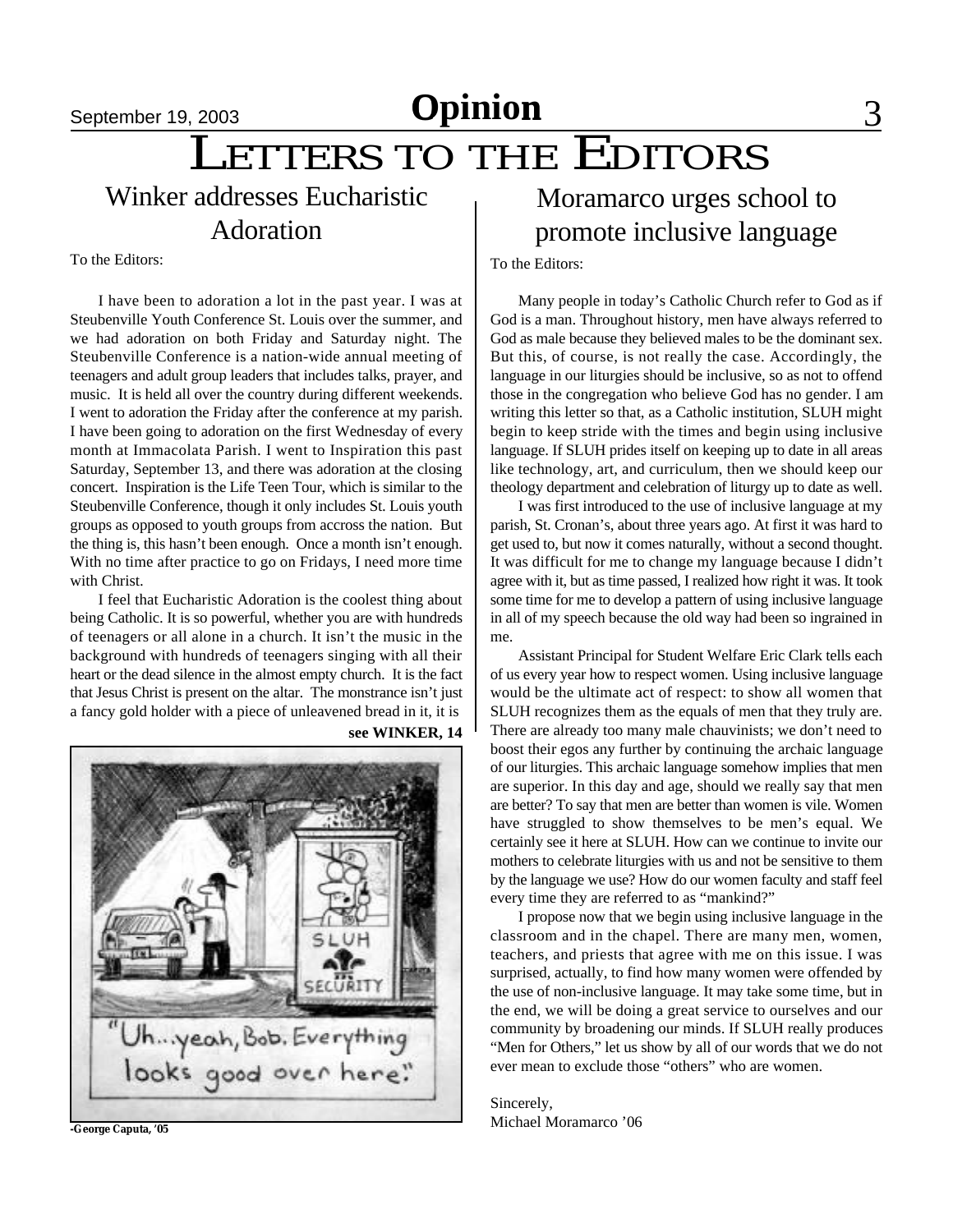# Opinion

# LETTERS TO THE EDITORS

## Winker addresses Eucharistic Adoration

To the Editors:

I have been to adoration a lot in the past year. I was at Steubenville Youth Conference St. Louis over the summer, and we had adoration on both Friday and Saturday night. The Steubenville Conference is a nation-wide annual meeting of teenagers and adult group leaders that includes talks, prayer, and music. It is held all over the country during different weekends. I went to adoration the Friday after the conference at my parish. I have been going to adoration on the first Wednesday of every month at Immacolata Parish. I went to Inspiration this past Saturday, September 13, and there was adoration at the closing concert. Inspiration is the Life Teen Tour, which is similar to the Steubenville Conference, though it only includes St. Louis youth groups as opposed to youth groups from accross the nation. But the thing is, this hasn't been enough. Once a month isn't enough. With no time after practice to go on Fridays, I need more time with Christ.

I feel that Eucharistic Adoration is the coolest thing about being Catholic. It is so powerful, whether you are with hundreds of teenagers or all alone in a church. It isn't the music in the background with hundreds of teenagers singing with all their heart or the dead silence in the almost empty church. It is the fact that Jesus Christ is present on the altar. The monstrance isn't just a fancy gold holder with a piece of unleavened bread in it, it is

**see WINKER, 14**

"Uh...yeah, Bob. Everything looks good over here."

**-George Caputa, '05**

## Moramarco urges school to promote inclusive language

To the Editors:

Many people in today's Catholic Church refer to God as if God is a man. Throughout history, men have always referred to God as male because they believed males to be the dominant sex. But this, of course, is not really the case. Accordingly, the language in our liturgies should be inclusive, so as not to offend those in the congregation who believe God has no gender. I am writing this letter so that, as a Catholic institution, SLUH might begin to keep stride with the times and begin using inclusive language. If SLUH prides itself on keeping up to date in all areas like technology, art, and curriculum, then we should keep our theology department and celebration of liturgy up to date as well.

I was first introduced to the use of inclusive language at my parish, St. Cronan's, about three years ago. At first it was hard to get used to, but now it comes naturally, without a second thought. It was difficult for me to change my language because I didn't agree with it, but as time passed, I realized how right it was. It took some time for me to develop a pattern of using inclusive language in all of my speech because the old way had been so ingrained in me.

Assistant Principal for Student Welfare Eric Clark tells each of us every year how to respect women. Using inclusive language would be the ultimate act of respect: to show all women that SLUH recognizes them as the equals of men that they truly are. There are already too many male chauvinists; we don't need to boost their egos any further by continuing the archaic language of our liturgies. This archaic language somehow implies that men are superior. In this day and age, should we really say that men are better? To say that men are better than women is vile. Women have struggled to show themselves to be men's equal. We certainly see it here at SLUH. How can we continue to invite our mothers to celebrate liturgies with us and not be sensitive to them by the language we use? How do our women faculty and staff feel every time they are referred to as "mankind?"

I propose now that we begin using inclusive language in the classroom and in the chapel. There are many men, women, teachers, and priests that agree with me on this issue. I was surprised, actually, to find how many women were offended by the use of non-inclusive language. It may take some time, but in the end, we will be doing a great service to ourselves and our community by broadening our minds. If SLUH really produces "Men for Others," let us show by all of our words that we do not ever mean to exclude those "others" who are women.

Sincerely,
Michael Moramarco '06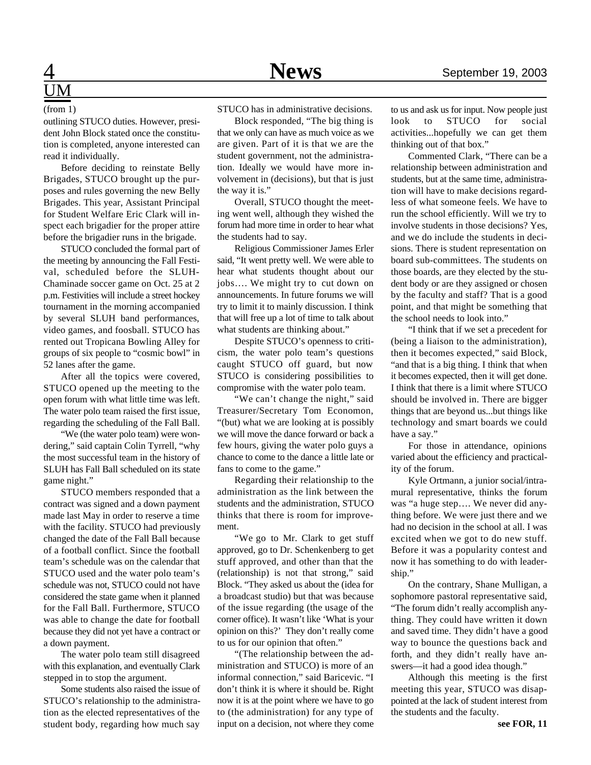# UM

(from 1)

outlining STUCO duties. However, president John Block stated once the constitution is completed, anyone interested can read it individually.

Before deciding to reinstate Belly Brigades, STUCO brought up the purposes and rules governing the new Belly Brigades. This year, Assistant Principal for Student Welfare Eric Clark will inspect each brigadier for the proper attire before the brigadier runs in the brigade.

STUCO concluded the formal part of the meeting by announcing the Fall Festival, scheduled before the SLUH-Chaminade soccer game on Oct. 25 at 2 p.m. Festivities will include a street hockey tournament in the morning accompanied by several SLUH band performances, video games, and foosball. STUCO has rented out Tropicana Bowling Alley for groups of six people to "cosmic bowl" in 52 lanes after the game.

After all the topics were covered, STUCO opened up the meeting to the open forum with what little time was left. The water polo team raised the first issue, regarding the scheduling of the Fall Ball.

"We (the water polo team) were wondering," said captain Colin Tyrrell, "why the most successful team in the history of SLUH has Fall Ball scheduled on its state game night."

STUCO members responded that a contract was signed and a down payment made last May in order to reserve a time with the facility. STUCO had previously changed the date of the Fall Ball because of a football conflict. Since the football team's schedule was on the calendar that STUCO used and the water polo team's schedule was not, STUCO could not have considered the state game when it planned for the Fall Ball. Furthermore, STUCO was able to change the date for football because they did not yet have a contract or a down payment.

The water polo team still disagreed with this explanation, and eventually Clark stepped in to stop the argument.

Some students also raised the issue of STUCO's relationship to the administration as the elected representatives of the student body, regarding how much say STUCO has in administrative decisions.

Block responded, "The big thing is that we only can have as much voice as we are given. Part of it is that we are the student government, not the administration. Ideally we would have more involvement in (decisions), but that is just the way it is."

Overall, STUCO thought the meeting went well, although they wished the forum had more time in order to hear what the students had to say.

Religious Commissioner James Erler said, "It went pretty well. We were able to hear what students thought about our jobs…. We might try to cut down on announcements. In future forums we will try to limit it to mainly discussion. I think that will free up a lot of time to talk about what students are thinking about."

Despite STUCO's openness to criticism, the water polo team's questions caught STUCO off guard, but now STUCO is considering possibilities to compromise with the water polo team.

"We can't change the night," said Treasurer/Secretary Tom Economon, "(but) what we are looking at is possibly we will move the dance forward or back a few hours, giving the water polo guys a chance to come to the dance a little late or fans to come to the game."

Regarding their relationship to the administration as the link between the students and the administration, STUCO thinks that there is room for improvement.

"We go to Mr. Clark to get stuff approved, go to Dr. Schenkenberg to get stuff approved, and other than that the (relationship) is not that strong," said Block. "They asked us about the (idea for a broadcast studio) but that was because of the issue regarding (the usage of the corner office). It wasn't like 'What is your opinion on this?' They don't really come to us for our opinion that often."

"(The relationship between the administration and STUCO) is more of an informal connection," said Baricevic. "I don't think it is where it should be. Right now it is at the point where we have to go to (the administration) for any type of input on a decision, not where they come to us and ask us for input. Now people just look to STUCO for social activities...hopefully we can get them thinking out of that box."

Commented Clark, "There can be a relationship between administration and students, but at the same time, administration will have to make decisions regardless of what someone feels. We have to run the school efficiently. Will we try to involve students in those decisions? Yes, and we do include the students in decisions. There is student representation on board sub-committees. The students on those boards, are they elected by the student body or are they assigned or chosen by the faculty and staff? That is a good point, and that might be something that the school needs to look into."

"I think that if we set a precedent for (being a liaison to the administration), then it becomes expected," said Block, "and that is a big thing. I think that when it becomes expected, then it will get done. I think that there is a limit where STUCO should be involved in. There are bigger things that are beyond us...but things like technology and smart boards we could have a say."

For those in attendance, opinions varied about the efficiency and practicality of the forum.

Kyle Ortmann, a junior social/intramural representative, thinks the forum was "a huge step…. We never did anything before. We were just there and we had no decision in the school at all. I was excited when we got to do new stuff. Before it was a popularity contest and now it has something to do with leadership."

On the contrary, Shane Mulligan, a sophomore pastoral representative said, "The forum didn't really accomplish anything. They could have written it down and saved time. They didn't have a good way to bounce the questions back and forth, and they didn't really have answers—it had a good idea though."

Although this meeting is the first meeting this year, STUCO was disappointed at the lack of student interest from the students and the faculty.

**see FOR, 11**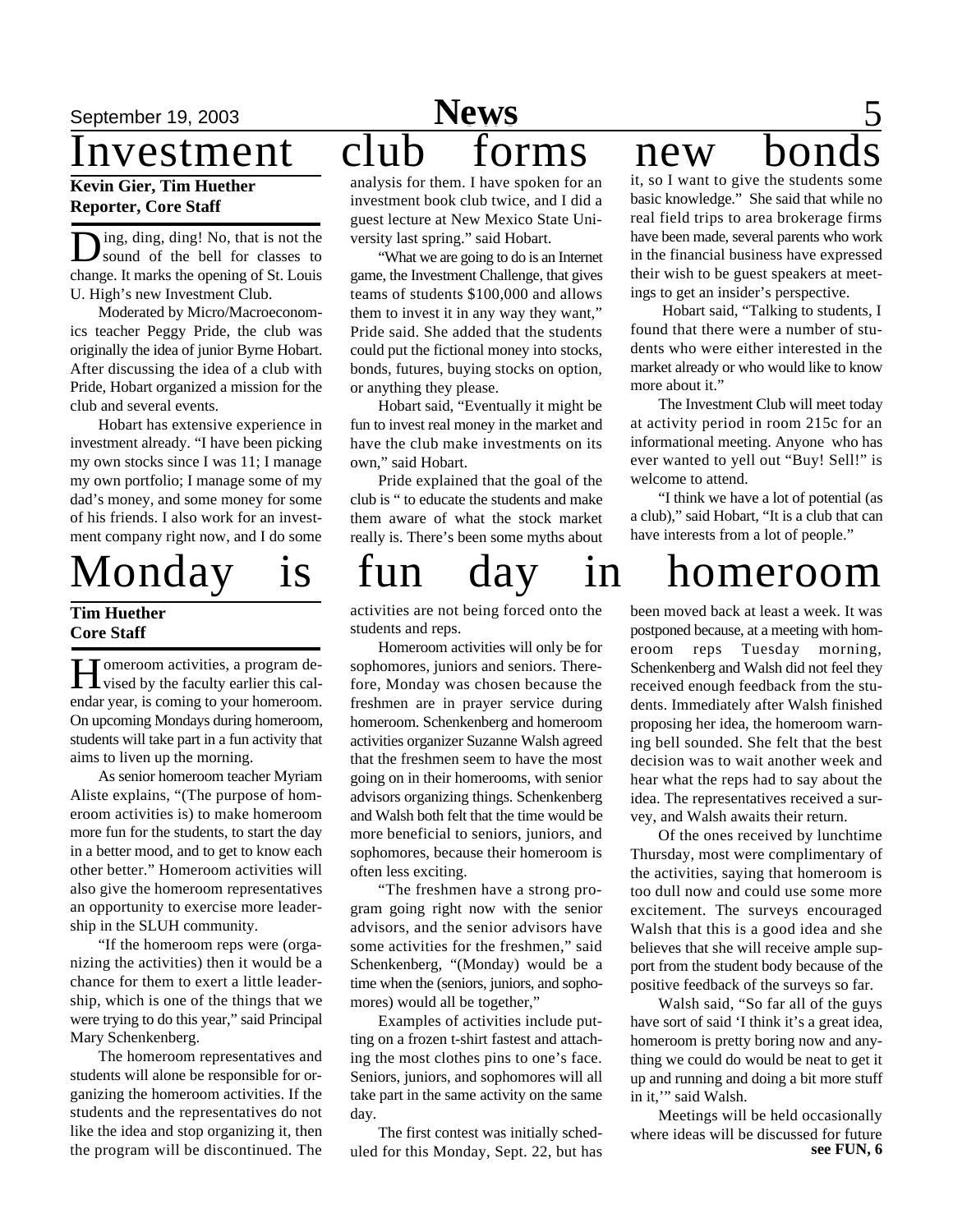# Investment club forms new bonds

**Kevin Gier, Tim Huether**
**Reporter, Core Staff**

Ding, ding, ding! No, that is not the sound of the bell for classes to change. It marks the opening of St. Louis U. High's new Investment Club.

Moderated by Micro/Macroeconomics teacher Peggy Pride, the club was originally the idea of junior Byrne Hobart. After discussing the idea of a club with Pride, Hobart organized a mission for the club and several events.

Hobart has extensive experience in investment already. "I have been picking my own stocks since I was 11; I manage my own portfolio; I manage some of my dad's money, and some money for some of his friends. I also work for an investment company right now, and I do some analysis for them. I have spoken for an investment book club twice, and I did a guest lecture at New Mexico State University last spring." said Hobart.

"What we are going to do is an Internet game, the Investment Challenge, that gives teams of students $100,000 and allows them to invest it in any way they want," Pride said. She added that the students could put the fictional money into stocks, bonds, futures, buying stocks on option, or anything they please.

Hobart said, "Eventually it might be fun to invest real money in the market and have the club make investments on its own," said Hobart.

Pride explained that the goal of the club is " to educate the students and make them aware of what the stock market really is. There's been some myths about it, so I want to give the students some basic knowledge." She said that while no real field trips to area brokerage firms have been made, several parents who work in the financial business have expressed their wish to be guest speakers at meetings to get an insider's perspective.

Hobart said, "Talking to students, I found that there were a number of students who were either interested in the market already or who would like to know more about it."

The Investment Club will meet today at activity period in room 215c for an informational meeting. Anyone who has ever wanted to yell out "Buy! Sell!" is welcome to attend.

"I think we have a lot of potential (as a club)," said Hobart, "It is a club that can have interests from a lot of people."

# Monday is fun day in homeroom

**Tim Huether**
**Core Staff**

Homeroom activities, a program devised by the faculty earlier this calendar year, is coming to your homeroom. On upcoming Mondays during homeroom, students will take part in a fun activity that aims to liven up the morning.

As senior homeroom teacher Myriam Aliste explains, "(The purpose of homeroom activities is) to make homeroom more fun for the students, to start the day in a better mood, and to get to know each other better." Homeroom activities will also give the homeroom representatives an opportunity to exercise more leadership in the SLUH community.

"If the homeroom reps were (organizing the activities) then it would be a chance for them to exert a little leadership, which is one of the things that we were trying to do this year," said Principal Mary Schenkenberg.

The homeroom representatives and students will alone be responsible for organizing the homeroom activities. If the students and the representatives do not like the idea and stop organizing it, then the program will be discontinued. The activities are not being forced onto the students and reps.

Homeroom activities will only be for sophomores, juniors and seniors. Therefore, Monday was chosen because the freshmen are in prayer service during homeroom. Schenkenberg and homeroom activities organizer Suzanne Walsh agreed that the freshmen seem to have the most going on in their homerooms, with senior advisors organizing things. Schenkenberg and Walsh both felt that the time would be more beneficial to seniors, juniors, and sophomores, because their homeroom is often less exciting.

"The freshmen have a strong program going right now with the senior advisors, and the senior advisors have some activities for the freshmen," said Schenkenberg, "(Monday) would be a time when the (seniors, juniors, and sophomores) would all be together,"

Examples of activities include putting on a frozen t-shirt fastest and attaching the most clothes pins to one's face. Seniors, juniors, and sophomores will all take part in the same activity on the same day.

The first contest was initially scheduled for this Monday, Sept. 22, but has been moved back at least a week. It was postponed because, at a meeting with homeroom reps Tuesday morning, Schenkenberg and Walsh did not feel they received enough feedback from the students. Immediately after Walsh finished proposing her idea, the homeroom warning bell sounded. She felt that the best decision was to wait another week and hear what the reps had to say about the idea. The representatives received a survey, and Walsh awaits their return.

Of the ones received by lunchtime Thursday, most were complimentary of the activities, saying that homeroom is too dull now and could use some more excitement. The surveys encouraged Walsh that this is a good idea and she believes that she will receive ample support from the student body because of the positive feedback of the surveys so far.

Walsh said, "So far all of the guys have sort of said 'I think it's a great idea, homeroom is pretty boring now and anything we could do would be neat to get it up and running and doing a bit more stuff in it,'" said Walsh.

Meetings will be held occasionally where ideas will be discussed for future

**see FUN, 6**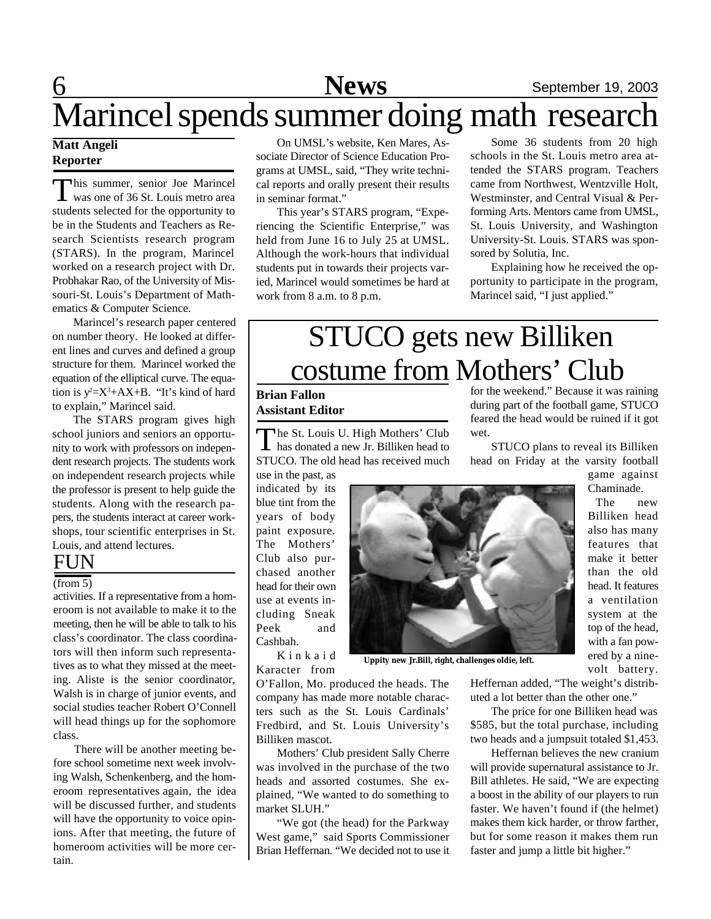# Marincel spends summer doing math research

**Matt Angeli**
**Reporter**

This summer, senior Joe Marincel was one of 36 St. Louis metro area students selected for the opportunity to be in the Students and Teachers as Research Scientists research program (STARS). In the program, Marincel worked on a research project with Dr. Probhakar Rao, of the University of Missouri-St. Louis's Department of Mathematics & Computer Science.

Marincel's research paper centered on number theory. He looked at different lines and curves and defined a group structure for them. Marincel worked the equation of the elliptical curve. The equation is $y^2=X^3+AX+B$. "It's kind of hard to explain," Marincel said.

The STARS program gives high school juniors and seniors an opportunity to work with professors on independent research projects. The students work on independent research projects while the professor is present to help guide the students. Along with the research papers, the students interact at career workshops, tour scientific enterprises in St. Louis, and attend lectures.

On UMSL's website, Ken Mares, Associate Director of Science Education Programs at UMSL, said, "They write technical reports and orally present their results in seminar format."

This year's STARS program, "Experiencing the Scientific Enterprise," was held from June 16 to July 25 at UMSL. Although the work-hours that individual students put in towards their projects varied, Marincel would sometimes be hard at work from 8 a.m. to 8 p.m.

Some 36 students from 20 high schools in the St. Louis metro area attended the STARS program. Teachers came from Northwest, Wentzville Holt, Westminster, and Central Visual & Performing Arts. Mentors came from UMSL, St. Louis University, and Washington University-St. Louis. STARS was sponsored by Solutia, Inc.

Explaining how he received the opportunity to participate in the program, Marincel said, "I just applied."

## FUN

(from 5)

activities. If a representative from a homeroom is not available to make it to the meeting, then he will be able to talk to his class's coordinator. The class coordinators will then inform such representatives as to what they missed at the meeting. Aliste is the senior coordinator, Walsh is in charge of junior events, and social studies teacher Robert O'Connell will head things up for the sophomore class.

There will be another meeting before school sometime next week involving Walsh, Schenkenberg, and the homeroom representatives again, the idea will be discussed further, and students will have the opportunity to voice opinions. After that meeting, the future of homeroom activities will be more certain.

# STUCO gets new Billiken costume from Mothers' Club

**Brian Fallon**
**Assistant Editor**

The St. Louis U. High Mothers' Club has donated a new Jr. Billiken head to STUCO. The old head has received much use in the past, as indicated by its blue tint from the years of body paint exposure. The Mothers' Club also purchased another head for their own use at events including Sneak Peek and Cashbah.

Kinkaid Karacter from O'Fallon, Mo. produced the heads. The company has made more notable characters such as the St. Louis Cardinals' Fredbird, and St. Louis University's Billiken mascot.

Mothers' Club president Sally Cherre was involved in the purchase of the two heads and assorted costumes. She explained, "We wanted to do something to market SLUH."

"We got (the head) for the Parkway West game," said Sports Commissioner Brian Heffernan. "We decided not to use it for the weekend." Because it was raining during part of the football game, STUCO feared the head would be ruined if it got wet.

STUCO plans to reveal its Billiken head on Friday at the varsity football game against Chaminade.

The new Billiken head also has many features that make it better than the old head. It features a ventilation system at the top of the head, with a fan powered by a nine-volt battery. Heffernan added, "The weight's distributed a lot better than the other one."

The price for one Billiken head was $585, but the total purchase, including two heads and a jumpsuit totaled $1,453.

Heffernan believes the new cranium will provide supernatural assistance to Jr. Bill athletes. He said, "We are expecting a boost in the ability of our players to run faster. We haven't found if (the helmet) makes them kick harder, or throw farther, but for some reason it makes them run faster and jump a little bit higher."

**Uppity new Jr.Bill, right, challenges oldie, left.**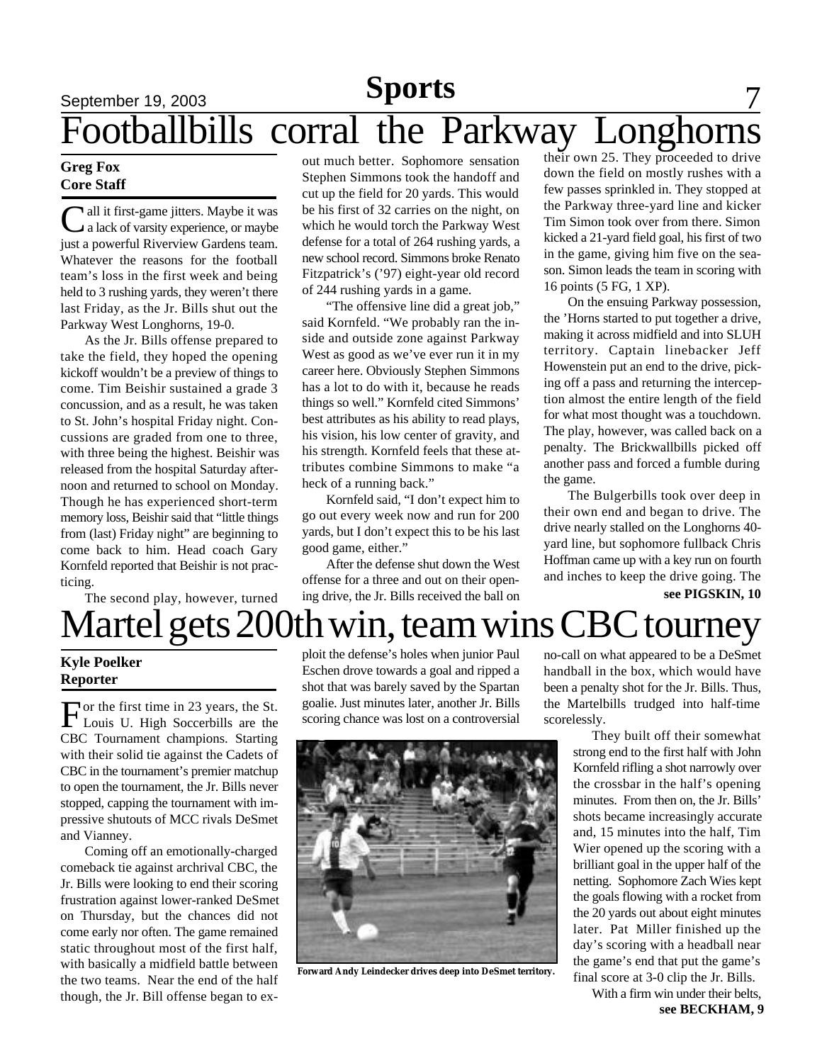# Footballbills corral the Parkway Longhorns

**Greg Fox**
**Core Staff**

Call it first-game jitters. Maybe it was a lack of varsity experience, or maybe just a powerful Riverview Gardens team. Whatever the reasons for the football team's loss in the first week and being held to 3 rushing yards, they weren't there last Friday, as the Jr. Bills shut out the Parkway West Longhorns, 19-0.

As the Jr. Bills offense prepared to take the field, they hoped the opening kickoff wouldn't be a preview of things to come. Tim Beishir sustained a grade 3 concussion, and as a result, he was taken to St. John's hospital Friday night. Concussions are graded from one to three, with three being the highest. Beishir was released from the hospital Saturday afternoon and returned to school on Monday. Though he has experienced short-term memory loss, Beishir said that "little things from (last) Friday night" are beginning to come back to him. Head coach Gary Kornfeld reported that Beishir is not practicing.

The second play, however, turned out much better. Sophomore sensation Stephen Simmons took the handoff and cut up the field for 20 yards. This would be his first of 32 carries on the night, on which he would torch the Parkway West defense for a total of 264 rushing yards, a new school record. Simmons broke Renato Fitzpatrick's ('97) eight-year old record of 244 rushing yards in a game.

"The offensive line did a great job," said Kornfeld. "We probably ran the inside and outside zone against Parkway West as good as we've ever run it in my career here. Obviously Stephen Simmons has a lot to do with it, because he reads things so well." Kornfeld cited Simmons' best attributes as his ability to read plays, his vision, his low center of gravity, and his strength. Kornfeld feels that these attributes combine Simmons to make "a heck of a running back."

Kornfeld said, "I don't expect him to go out every week now and run for 200 yards, but I don't expect this to be his last good game, either."

After the defense shut down the West offense for a three and out on their opening drive, the Jr. Bills received the ball on their own 25. They proceeded to drive down the field on mostly rushes with a few passes sprinkled in. They stopped at the Parkway three-yard line and kicker Tim Simon took over from there. Simon kicked a 21-yard field goal, his first of two in the game, giving him five on the season. Simon leads the team in scoring with 16 points (5 FG, 1 XP).

On the ensuing Parkway possession, the 'Horns started to put together a drive, making it across midfield and into SLUH territory. Captain linebacker Jeff Howenstein put an end to the drive, picking off a pass and returning the interception almost the entire length of the field for what most thought was a touchdown. The play, however, was called back on a penalty. The Brickwallbills picked off another pass and forced a fumble during the game.

The Bulgerbills took over deep in their own end and began to drive. The drive nearly stalled on the Longhorns 40-yard line, but sophomore fullback Chris Hoffman came up with a key run on fourth and inches to keep the drive going. The

**see PIGSKIN, 10**

# Martel gets 200th win, team wins CBC tourney

**Kyle Poelker**
**Reporter**

For the first time in 23 years, the St. Louis U. High Soccerbills are the CBC Tournament champions. Starting with their solid tie against the Cadets of CBC in the tournament's premier matchup to open the tournament, the Jr. Bills never stopped, capping the tournament with impressive shutouts of MCC rivals DeSmet and Vianney.

Coming off an emotionally-charged comeback tie against archrival CBC, the Jr. Bills were looking to end their scoring frustration against lower-ranked DeSmet on Thursday, but the chances did not come early nor often. The game remained static throughout most of the first half, with basically a midfield battle between the two teams. Near the end of the half though, the Jr. Bill offense began to exploit the defense's holes when junior Paul Eschen drove towards a goal and ripped a shot that was barely saved by the Spartan goalie. Just minutes later, another Jr. Bills scoring chance was lost on a controversial no-call on what appeared to be a DeSmet handball in the box, which would have been a penalty shot for the Jr. Bills. Thus, the Martelbills trudged into half-time scorelessly.

Forward Andy Leindecker drives deep into DeSmet territory.

They built off their somewhat strong end to the first half with John Kornfeld rifling a shot narrowly over the crossbar in the half's opening minutes. From then on, the Jr. Bills' shots became increasingly accurate and, 15 minutes into the half, Tim Wier opened up the scoring with a brilliant goal in the upper half of the netting. Sophomore Zach Wies kept the goals flowing with a rocket from the 20 yards out about eight minutes later. Pat Miller finished up the day's scoring with a headball near the game's end that put the game's final score at 3-0 clip the Jr. Bills.

With a firm win under their belts,

**see BECKHAM, 9**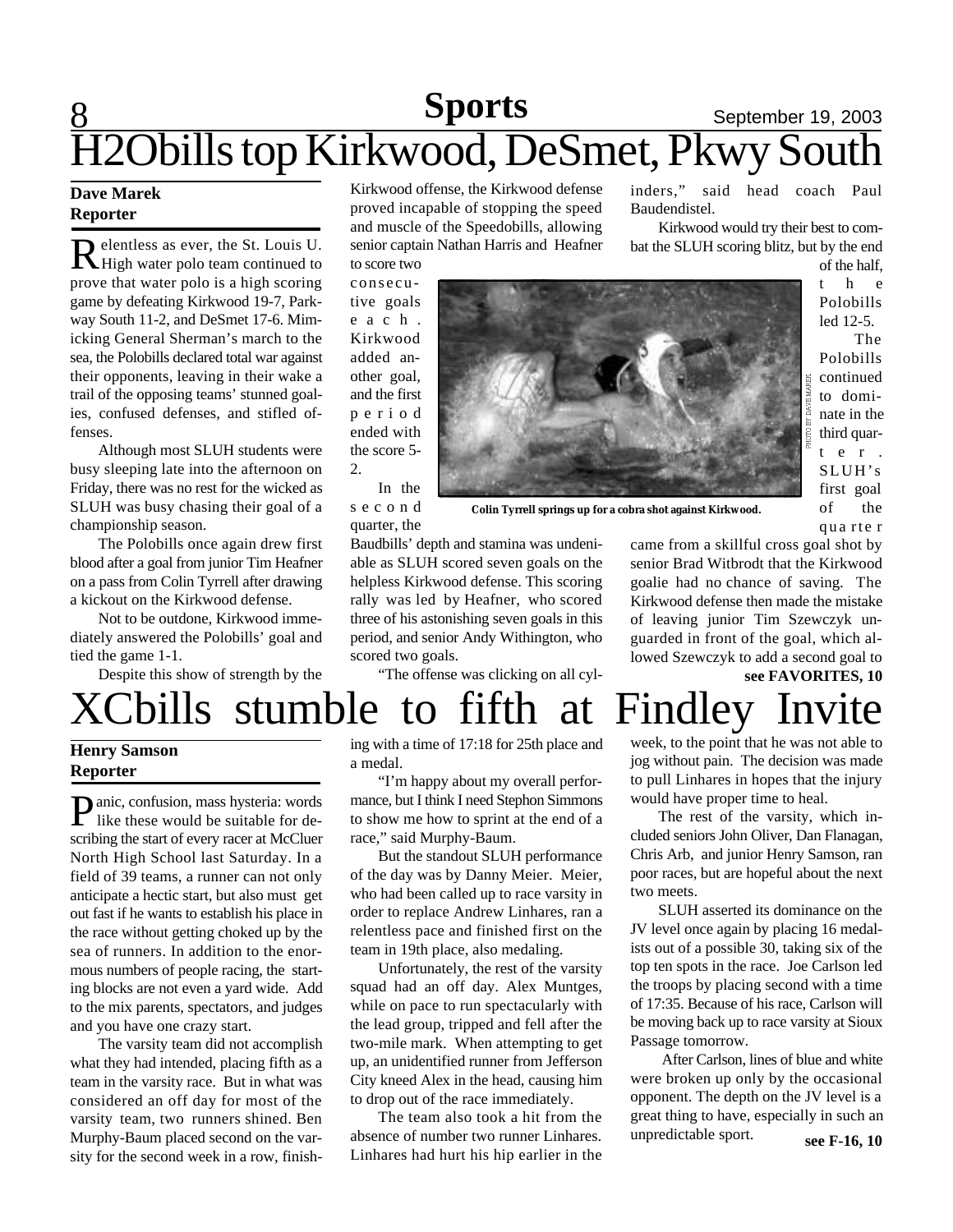# H2Obills top Kirkwood, DeSmet, Pkwy South

**Dave Marek**
**Reporter**

Relentless as ever, the St. Louis U. High water polo team continued to prove that water polo is a high scoring game by defeating Kirkwood 19-7, Parkway South 11-2, and DeSmet 17-6. Mimicking General Sherman's march to the sea, the Polobills declared total war against their opponents, leaving in their wake a trail of the opposing teams' stunned goalies, confused defenses, and stifled offenses.

Although most SLUH students were busy sleeping late into the afternoon on Friday, there was no rest for the wicked as SLUH was busy chasing their goal of a championship season.

The Polobills once again drew first blood after a goal from junior Tim Heafner on a pass from Colin Tyrrell after drawing a kickout on the Kirkwood defense.

Not to be outdone, Kirkwood immediately answered the Polobills' goal and tied the game 1-1.

Despite this show of strength by the Kirkwood offense, the Kirkwood defense proved incapable of stopping the speed and muscle of the Speedobills, allowing senior captain Nathan Harris and Heafner to score two consecutive goals each. Kirkwood added another goal, and the first period ended with the score 5-2.

In the second quarter, the Baudbills' depth and stamina was undeniable as SLUH scored seven goals on the helpless Kirkwood defense. This scoring rally was led by Heafner, who scored three of his astonishing seven goals in this period, and senior Andy Withington, who scored two goals.

"The offense was clicking on all cylinders," said head coach Paul Baudendistel.

Kirkwood would try their best to combat the SLUH scoring blitz, but by the end of the half, the Polobills led 12-5.

Colin Tyrrell springs up for a cobra shot against Kirkwood.

PHOTO BY DAVE MAREK

The Polobills continued to dominate in the third quarter. SLUH's first goal of the quarter came from a skillful cross goal shot by senior Brad Witbrodt that the Kirkwood goalie had no chance of saving. The Kirkwood defense then made the mistake of leaving junior Tim Szewczyk unguarded in front of the goal, which allowed Szewczyk to add a second goal to

**see FAVORITES, 10**

# XCbills stumble to fifth at Findley Invite

**Henry Samson**
**Reporter**

Panic, confusion, mass hysteria: words like these would be suitable for describing the start of every racer at McCluer North High School last Saturday. In a field of 39 teams, a runner can not only anticipate a hectic start, but also must get out fast if he wants to establish his place in the race without getting choked up by the sea of runners. In addition to the enormous numbers of people racing, the starting blocks are not even a yard wide. Add to the mix parents, spectators, and judges and you have one crazy start.

The varsity team did not accomplish what they had intended, placing fifth as a team in the varsity race. But in what was considered an off day for most of the varsity team, two runners shined. Ben Murphy-Baum placed second on the varsity for the second week in a row, finishing with a time of 17:18 for 25th place and a medal.

"I'm happy about my overall performance, but I think I need Stephon Simmons to show me how to sprint at the end of a race," said Murphy-Baum.

But the standout SLUH performance of the day was by Danny Meier. Meier, who had been called up to race varsity in order to replace Andrew Linhares, ran a relentless pace and finished first on the team in 19th place, also medaling.

Unfortunately, the rest of the varsity squad had an off day. Alex Muntges, while on pace to run spectacularly with the lead group, tripped and fell after the two-mile mark. When attempting to get up, an unidentified runner from Jefferson City kneed Alex in the head, causing him to drop out of the race immediately.

The team also took a hit from the absence of number two runner Linhares. Linhares had hurt his hip earlier in the week, to the point that he was not able to jog without pain. The decision was made to pull Linhares in hopes that the injury would have proper time to heal.

The rest of the varsity, which included seniors John Oliver, Dan Flanagan, Chris Arb, and junior Henry Samson, ran poor races, but are hopeful about the next two meets.

SLUH asserted its dominance on the JV level once again by placing 16 medalists out of a possible 30, taking six of the top ten spots in the race. Joe Carlson led the troops by placing second with a time of 17:35. Because of his race, Carlson will be moving back up to race varsity at Sioux Passage tomorrow.

After Carlson, lines of blue and white were broken up only by the occasional opponent. The depth on the JV level is a great thing to have, especially in such an unpredictable sport.

**see F-16, 10**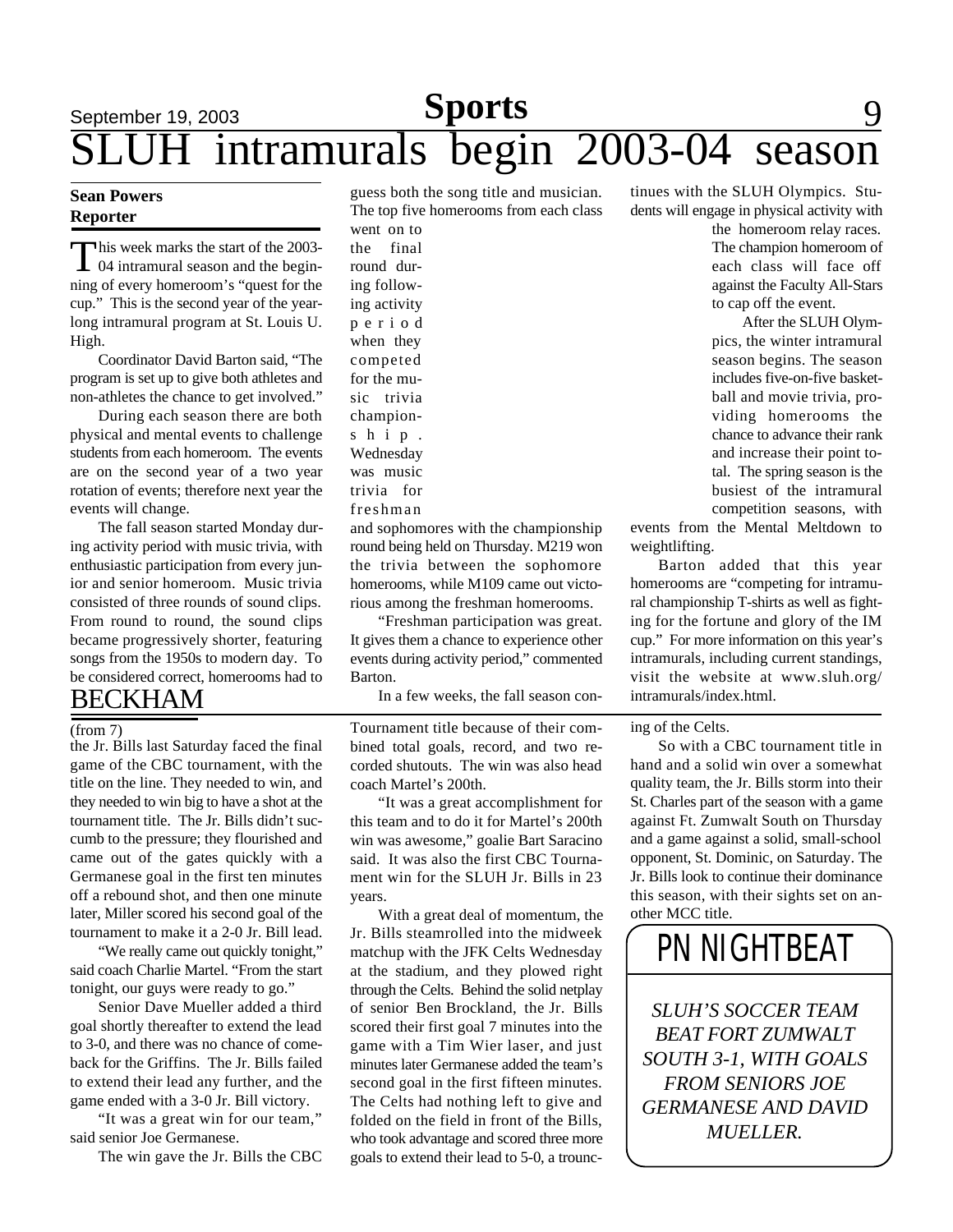# SLUH intramurals begin 2003-04 season

**Sean Powers**
**Reporter**

This week marks the start of the 2003-04 intramural season and the beginning of every homeroom's "quest for the cup." This is the second year of the year-long intramural program at St. Louis U. High.

Coordinator David Barton said, "The program is set up to give both athletes and non-athletes the chance to get involved."

During each season there are both physical and mental events to challenge students from each homeroom. The events are on the second year of a two year rotation of events; therefore next year the events will change.

The fall season started Monday during activity period with music trivia, with enthusiastic participation from every junior and senior homeroom. Music trivia consisted of three rounds of sound clips. From round to round, the sound clips became progressively shorter, featuring songs from the 1950s to modern day. To be considered correct, homerooms had to guess both the song title and musician. The top five homerooms from each class went on to the final round during following activity period when they competed for the music trivia championship. Wednesday was music trivia for freshman and sophomores with the championship round being held on Thursday. M219 won the trivia between the sophomore homerooms, while M109 came out victorious among the freshman homerooms.

"Freshman participation was great. It gives them a chance to experience other events during activity period," commented Barton.

In a few weeks, the fall season continues with the SLUH Olympics. Students will engage in physical activity with the homeroom relay races. The champion homeroom of each class will face off against the Faculty All-Stars to cap off the event.

After the SLUH Olympics, the winter intramural season begins. The season includes five-on-five basketball and movie trivia, providing homerooms the chance to advance their rank and increase their point total. The spring season is the busiest of the intramural competition seasons, with events from the Mental Meltdown to weightlifting.

Barton added that this year homerooms are "competing for intramural championship T-shirts as well as fighting for the fortune and glory of the IM cup." For more information on this year's intramurals, including current standings, visit the website at www.sluh.org/intramurals/index.html.

# BECKHAM

(from 7)

the Jr. Bills last Saturday faced the final game of the CBC tournament, with the title on the line. They needed to win, and they needed to win big to have a shot at the tournament title. The Jr. Bills didn't succumb to the pressure; they flourished and came out of the gates quickly with a Germanese goal in the first ten minutes off a rebound shot, and then one minute later, Miller scored his second goal of the tournament to make it a 2-0 Jr. Bill lead.

"We really came out quickly tonight," said coach Charlie Martel. "From the start tonight, our guys were ready to go."

Senior Dave Mueller added a third goal shortly thereafter to extend the lead to 3-0, and there was no chance of comeback for the Griffins. The Jr. Bills failed to extend their lead any further, and the game ended with a 3-0 Jr. Bill victory.

"It was a great win for our team," said senior Joe Germanese.

The win gave the Jr. Bills the CBC Tournament title because of their combined total goals, record, and two recorded shutouts. The win was also head coach Martel's 200th.

"It was a great accomplishment for this team and to do it for Martel's 200th win was awesome," goalie Bart Saracino said. It was also the first CBC Tournament win for the SLUH Jr. Bills in 23 years.

With a great deal of momentum, the Jr. Bills steamrolled into the midweek matchup with the JFK Celts Wednesday at the stadium, and they plowed right through the Celts. Behind the solid netplay of senior Ben Brockland, the Jr. Bills scored their first goal 7 minutes into the game with a Tim Wier laser, and just minutes later Germanese added the team's second goal in the first fifteen minutes. The Celts had nothing left to give and folded on the field in front of the Bills, who took advantage and scored three more goals to extend their lead to 5-0, a trouncing of the Celts.

So with a CBC tournament title in hand and a solid win over a somewhat quality team, the Jr. Bills storm into their St. Charles part of the season with a game against Ft. Zumwalt South on Thursday and a game against a solid, small-school opponent, St. Dominic, on Saturday. The Jr. Bills look to continue their dominance this season, with their sights set on another MCC title.

## PN NIGHTBEAT

*SLUH'S SOCCER TEAM BEAT FORT ZUMWALT SOUTH 3-1, WITH GOALS FROM SENIORS JOE GERMANESE AND DAVID MUELLER.*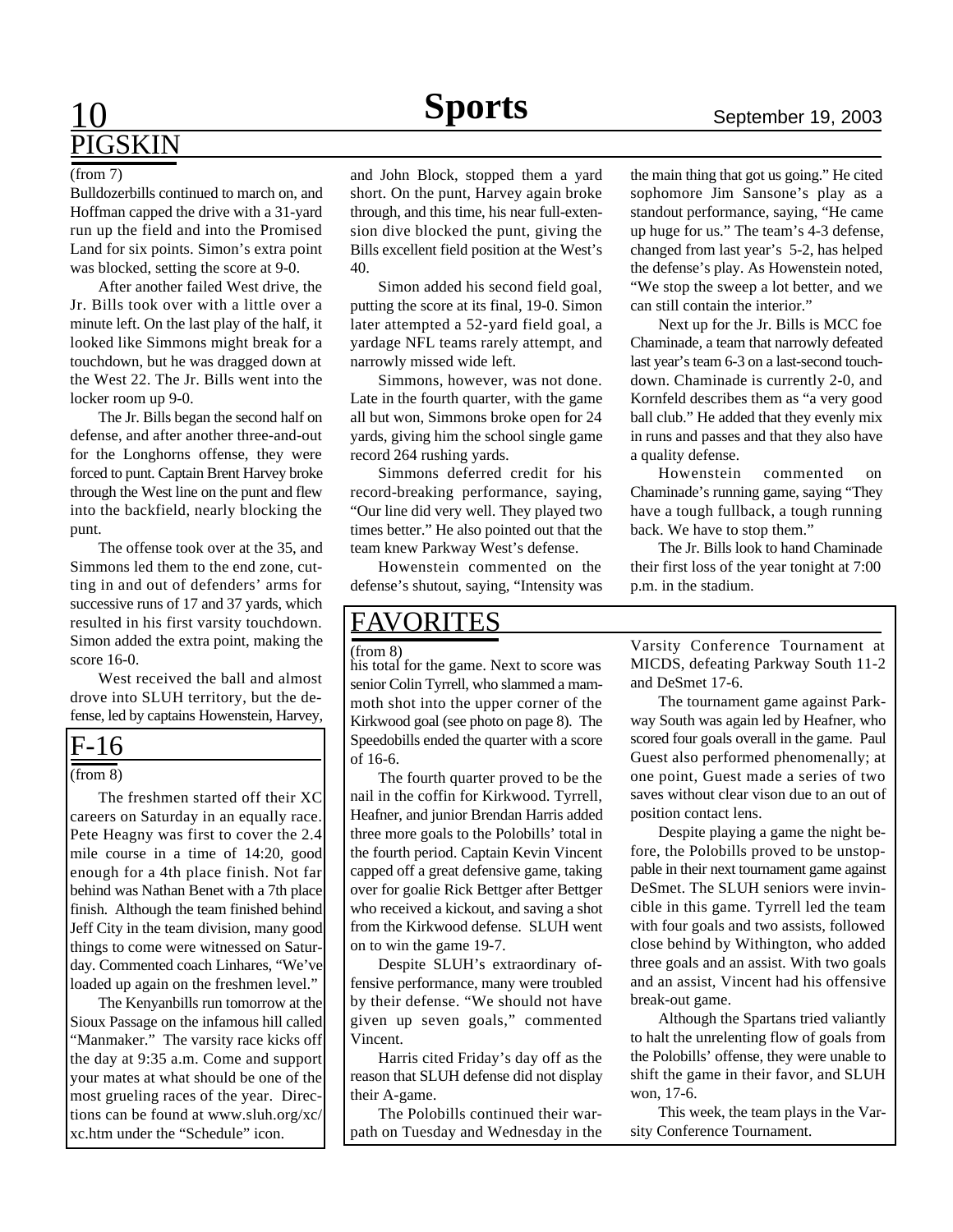# Sports

## PIGSKIN

(from 7)

Bulldozerbills continued to march on, and Hoffman capped the drive with a 31-yard run up the field and into the Promised Land for six points. Simon's extra point was blocked, setting the score at 9-0.

After another failed West drive, the Jr. Bills took over with a little over a minute left. On the last play of the half, it looked like Simmons might break for a touchdown, but he was dragged down at the West 22. The Jr. Bills went into the locker room up 9-0.

The Jr. Bills began the second half on defense, and after another three-and-out for the Longhorns offense, they were forced to punt. Captain Brent Harvey broke through the West line on the punt and flew into the backfield, nearly blocking the punt.

The offense took over at the 35, and Simmons led them to the end zone, cutting in and out of defenders' arms for successive runs of 17 and 37 yards, which resulted in his first varsity touchdown. Simon added the extra point, making the score 16-0.

West received the ball and almost drove into SLUH territory, but the defense, led by captains Howenstein, Harvey, and John Block, stopped them a yard short. On the punt, Harvey again broke through, and this time, his near full-extension dive blocked the punt, giving the Bills excellent field position at the West's 40.

Simon added his second field goal, putting the score at its final, 19-0. Simon later attempted a 52-yard field goal, a yardage NFL teams rarely attempt, and narrowly missed wide left.

Simmons, however, was not done. Late in the fourth quarter, with the game all but won, Simmons broke open for 24 yards, giving him the school single game record 264 rushing yards.

Simmons deferred credit for his record-breaking performance, saying, "Our line did very well. They played two times better." He also pointed out that the team knew Parkway West's defense.

Howenstein commented on the defense's shutout, saying, "Intensity was the main thing that got us going." He cited sophomore Jim Sansone's play as a standout performance, saying, "He came up huge for us." The team's 4-3 defense, changed from last year's 5-2, has helped the defense's play. As Howenstein noted, "We stop the sweep a lot better, and we can still contain the interior."

Next up for the Jr. Bills is MCC foe Chaminade, a team that narrowly defeated last year's team 6-3 on a last-second touchdown. Chaminade is currently 2-0, and Kornfeld describes them as "a very good ball club." He added that they evenly mix in runs and passes and that they also have a quality defense.

Howenstein commented on Chaminade's running game, saying "They have a tough fullback, a tough running back. We have to stop them."

The Jr. Bills look to hand Chaminade their first loss of the year tonight at 7:00 p.m. in the stadium.

## F-16

(from 8)

The freshmen started off their XC careers on Saturday in an equally race. Pete Heagny was first to cover the 2.4 mile course in a time of 14:20, good enough for a 4th place finish. Not far behind was Nathan Benet with a 7th place finish. Although the team finished behind Jeff City in the team division, many good things to come were witnessed on Saturday. Commented coach Linhares, "We've loaded up again on the freshmen level."

The Kenyanbills run tomorrow at the Sioux Passage on the infamous hill called "Manmaker." The varsity race kicks off the day at 9:35 a.m. Come and support your mates at what should be one of the most grueling races of the year. Directions can be found at www.sluh.org/xc/xc.htm under the "Schedule" icon.

## FAVORITES

(from 8)

his total for the game. Next to score was senior Colin Tyrrell, who slammed a mammoth shot into the upper corner of the Kirkwood goal (see photo on page 8). The Speedobills ended the quarter with a score of 16-6.

The fourth quarter proved to be the nail in the coffin for Kirkwood. Tyrrell, Heafner, and junior Brendan Harris added three more goals to the Polobills' total in the fourth period. Captain Kevin Vincent capped off a great defensive game, taking over for goalie Rick Bettger after Bettger who received a kickout, and saving a shot from the Kirkwood defense. SLUH went on to win the game 19-7.

Despite SLUH's extraordinary offensive performance, many were troubled by their defense. "We should not have given up seven goals," commented Vincent.

Harris cited Friday's day off as the reason that SLUH defense did not display their A-game.

The Polobills continued their warpath on Tuesday and Wednesday in the Varsity Conference Tournament at MICDS, defeating Parkway South 11-2 and DeSmet 17-6.

The tournament game against Parkway South was again led by Heafner, who scored four goals overall in the game. Paul Guest also performed phenomenally; at one point, Guest made a series of two saves without clear vison due to an out of position contact lens.

Despite playing a game the night before, the Polobills proved to be unstoppable in their next tournament game against DeSmet. The SLUH seniors were invincible in this game. Tyrrell led the team with four goals and two assists, followed close behind by Withington, who added three goals and an assist. With two goals and an assist, Vincent had his offensive break-out game.

Although the Spartans tried valiantly to halt the unrelenting flow of goals from the Polobills' offense, they were unable to shift the game in their favor, and SLUH won, 17-6.

This week, the team plays in the Varsity Conference Tournament.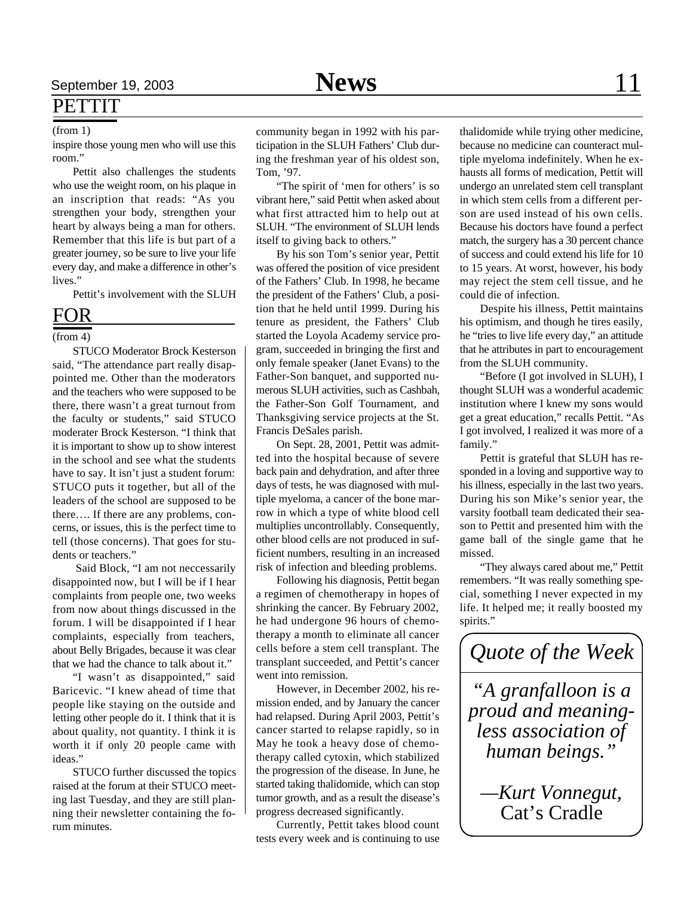## PETTIT

(from 1)

inspire those young men who will use this room."

Pettit also challenges the students who use the weight room, on his plaque in an inscription that reads: "As you strengthen your body, strengthen your heart by always being a man for others. Remember that this life is but part of a greater journey, so be sure to live your life every day, and make a difference in other's lives."

Pettit's involvement with the SLUH community began in 1992 with his participation in the SLUH Fathers' Club during the freshman year of his oldest son, Tom, '97.

"The spirit of 'men for others' is so vibrant here," said Pettit when asked about what first attracted him to help out at SLUH. "The environment of SLUH lends itself to giving back to others."

By his son Tom's senior year, Pettit was offered the position of vice president of the Fathers' Club. In 1998, he became the president of the Fathers' Club, a position that he held until 1999. During his tenure as president, the Fathers' Club started the Loyola Academy service program, succeeded in bringing the first and only female speaker (Janet Evans) to the Father-Son banquet, and supported numerous SLUH activities, such as Cashbah, the Father-Son Golf Tournament, and Thanksgiving service projects at the St. Francis DeSales parish.

On Sept. 28, 2001, Pettit was admitted into the hospital because of severe back pain and dehydration, and after three days of tests, he was diagnosed with multiple myeloma, a cancer of the bone marrow in which a type of white blood cell multiplies uncontrollably. Consequently, other blood cells are not produced in sufficient numbers, resulting in an increased risk of infection and bleeding problems.

Following his diagnosis, Pettit began a regimen of chemotherapy in hopes of shrinking the cancer. By February 2002, he had undergone 96 hours of chemotherapy a month to eliminate all cancer cells before a stem cell transplant. The transplant succeeded, and Pettit's cancer went into remission.

However, in December 2002, his remission ended, and by January the cancer had relapsed. During April 2003, Pettit's cancer started to relapse rapidly, so in May he took a heavy dose of chemotherapy called cytoxin, which stabilized the progression of the disease. In June, he started taking thalidomide, which can stop tumor growth, and as a result the disease's progress decreased significantly.

Currently, Pettit takes blood count tests every week and is continuing to use thalidomide while trying other medicine, because no medicine can counteract multiple myeloma indefinitely. When he exhausts all forms of medication, Pettit will undergo an unrelated stem cell transplant in which stem cells from a different person are used instead of his own cells. Because his doctors have found a perfect match, the surgery has a 30 percent chance of success and could extend his life for 10 to 15 years. At worst, however, his body may reject the stem cell tissue, and he could die of infection.

Despite his illness, Pettit maintains his optimism, and though he tires easily, he "tries to live life every day," an attitude that he attributes in part to encouragement from the SLUH community.

"Before (I got involved in SLUH), I thought SLUH was a wonderful academic institution where I knew my sons would get a great education," recalls Pettit. "As I got involved, I realized it was more of a family."

Pettit is grateful that SLUH has responded in a loving and supportive way to his illness, especially in the last two years. During his son Mike's senior year, the varsity football team dedicated their season to Pettit and presented him with the game ball of the single game that he missed.

"They always cared about me," Pettit remembers. "It was really something special, something I never expected in my life. It helped me; it really boosted my spirits."

## FOR

(from 4)

STUCO Moderator Brock Kesterson said, "The attendance part really disappointed me. Other than the moderators and the teachers who were supposed to be there, there wasn't a great turnout from the faculty or students," said STUCO moderater Brock Kesterson. "I think that it is important to show up to show interest in the school and see what the students have to say. It isn't just a student forum: STUCO puts it together, but all of the leaders of the school are supposed to be there…. If there are any problems, concerns, or issues, this is the perfect time to tell (those concerns). That goes for students or teachers."

Said Block, "I am not neccessarily disappointed now, but I will be if I hear complaints from people one, two weeks from now about things discussed in the forum. I will be disappointed if I hear complaints, especially from teachers, about Belly Brigades, because it was clear that we had the chance to talk about it."

"I wasn't as disappointed," said Baricevic. "I knew ahead of time that people like staying on the outside and letting other people do it. I think that it is about quality, not quantity. I think it is worth it if only 20 people came with ideas."

STUCO further discussed the topics raised at the forum at their STUCO meeting last Tuesday, and they are still planning their newsletter containing the forum minutes.

## *Quote of the Week*

*"A granfalloon is a proud and meaningless association of human beings."*

*—Kurt Vonnegut,* Cat's Cradle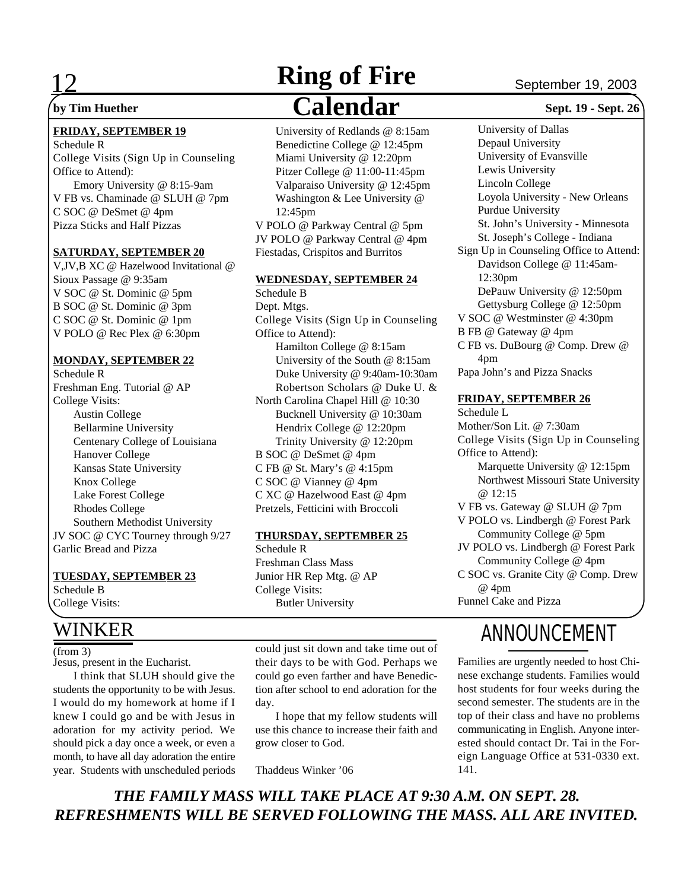# Ring of Fire Calendar

**by Tim Huether**

**Sept. 19 - Sept. 26**

**FRIDAY, SEPTEMBER 19**

Schedule R
College Visits (Sign Up in Counseling Office to Attend):
- Emory University @ 8:15-9am

V FB vs. Chaminade @ SLUH @ 7pm
C SOC @ DeSmet @ 4pm
Pizza Sticks and Half Pizzas

**SATURDAY, SEPTEMBER 20**

V,JV,B XC @ Hazelwood Invitational @ Sioux Passage @ 9:35am
V SOC @ St. Dominic @ 5pm
B SOC @ St. Dominic @ 3pm
C SOC @ St. Dominic @ 1pm
V POLO @ Rec Plex @ 6:30pm

**MONDAY, SEPTEMBER 22**

Schedule R
Freshman Eng. Tutorial @ AP
College Visits:
- Austin College
- Bellarmine University
- Centenary College of Louisiana
- Hanover College
- Kansas State University
- Knox College
- Lake Forest College
- Rhodes College
- Southern Methodist University

JV SOC @ CYC Tourney through 9/27
Garlic Bread and Pizza

**TUESDAY, SEPTEMBER 23**

Schedule B
College Visits:
- University of Redlands @ 8:15am
- Benedictine College @ 12:45pm
- Miami University @ 12:20pm
- Pitzer College @ 11:00-11:45pm
- Valparaiso University @ 12:45pm
- Washington & Lee University @ 12:45pm

V POLO @ Parkway Central @ 5pm
JV POLO @ Parkway Central @ 4pm
Fiestadas, Crispitos and Burritos

**WEDNESDAY, SEPTEMBER 24**

Schedule B
Dept. Mtgs.
College Visits (Sign Up in Counseling Office to Attend):
- Hamilton College @ 8:15am
- University of the South @ 8:15am
- Duke University @ 9:40am-10:30am
- Robertson Scholars @ Duke U. & North Carolina Chapel Hill @ 10:30
- Bucknell University @ 10:30am
- Hendrix College @ 12:20pm
- Trinity University @ 12:20pm

B SOC @ DeSmet @ 4pm
C FB @ St. Mary's @ 4:15pm
C SOC @ Vianney @ 4pm
C XC @ Hazelwood East @ 4pm
Pretzels, Fetticini with Broccoli

**THURSDAY, SEPTEMBER 25**

Schedule R
Freshman Class Mass
Junior HR Rep Mtg. @ AP
College Visits:
- Butler University
- University of Dallas
- Depaul University
- University of Evansville
- Lewis University
- Lincoln College
- Loyola University - New Orleans
- Purdue University
- St. John's University - Minnesota
- St. Joseph's College - Indiana

Sign Up in Counseling Office to Attend:
- Davidson College @ 11:45am-12:30pm
- DePauw University @ 12:50pm
- Gettysburg College @ 12:50pm

V SOC @ Westminster @ 4:30pm
B FB @ Gateway @ 4pm
C FB vs. DuBourg @ Comp. Drew @ 4pm
Papa John's and Pizza Snacks

**FRIDAY, SEPTEMBER 26**

Schedule L
Mother/Son Lit. @ 7:30am
College Visits (Sign Up in Counseling Office to Attend):
- Marquette University @ 12:15pm
- Northwest Missouri State University @ 12:15

V FB vs. Gateway @ SLUH @ 7pm
V POLO vs. Lindbergh @ Forest Park Community College @ 5pm
JV POLO vs. Lindbergh @ Forest Park Community College @ 4pm
C SOC vs. Granite City @ Comp. Drew @ 4pm
Funnel Cake and Pizza

## WINKER

(from 3)

Jesus, present in the Eucharist.

I think that SLUH should give the students the opportunity to be with Jesus. I would do my homework at home if I knew I could go and be with Jesus in adoration for my activity period. We should pick a day once a week, or even a month, to have all day adoration the entire year. Students with unscheduled periods could just sit down and take time out of their days to be with God. Perhaps we could go even farther and have Benediction after school to end adoration for the day.

I hope that my fellow students will use this chance to increase their faith and grow closer to God.

Thaddeus Winker '06

## ANNOUNCEMENT

Families are urgently needed to host Chinese exchange students. Families would host students for four weeks during the second semester. The students are in the top of their class and have no problems communicating in English. Anyone interested should contact Dr. Tai in the Foreign Language Office at 531-0330 ext. 141.

***THE FAMILY MASS WILL TAKE PLACE AT 9:30 A.M. ON SEPT. 28. REFRESHMENTS WILL BE SERVED FOLLOWING THE MASS. ALL ARE INVITED.***